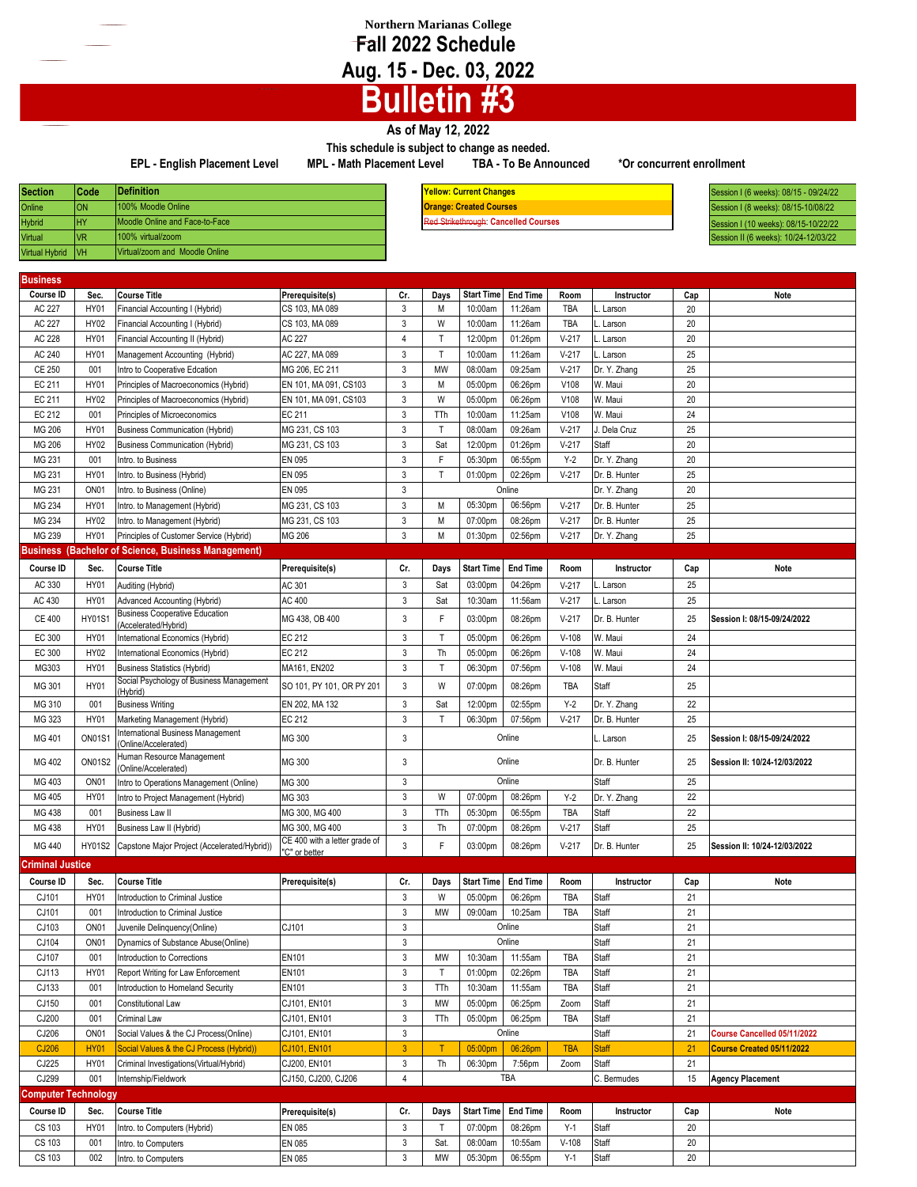# Northern Marianas College

## Fall 2022 Schedule

## Aug. 15 - Dec. 03, 2022

# Bulletin #3

**As of May 12, 2022**

**This schedule is subject to change as needed.**

**EPL - English Placement Level** **MPL - Math Placement Level** **TBA - To Be Announced** ***Or concurrent enrollment**

| Section | Code | Definition |
|---|---|---|
| Online | ON | 100% Moodle Online |
| Hybrid | HY | Moodle Online and Face-to-Face |
| Virtual | VR | 100% virtual/zoom |
| Virtual Hybrid | VH | Virtual/zoom and Moodle Online |

| Legend |
|---|
| Yellow: Current Changes |
| Orange: Created Courses |
| ~~Red Strikethrough~~: Cancelled Courses |

| Sessions |
|---|
| Session I (6 weeks): 08/15 - 09/24/22 |
| Session I (8 weeks): 08/15-10/08/22 |
| Session I (10 weeks): 08/15-10/22/22 |
| Session II (6 weeks): 10/24-12/03/22 |

## Business

| Course ID | Sec. | Course Title | Prerequisite(s) | Cr. | Days | Start Time | End Time | Room | Instructor | Cap | Note |
|---|---|---|---|---|---|---|---|---|---|---|---|
| AC 227 | HY01 | Financial Accounting I (Hybrid) | CS 103, MA 089 | 3 | M | 10:00am | 11:26am | TBA | L. Larson | 20 | |
| AC 227 | HY02 | Financial Accounting I (Hybrid) | CS 103, MA 089 | 3 | W | 10:00am | 11:26am | TBA | L. Larson | 20 | |
| AC 228 | HY01 | Financial Accounting II (Hybrid) | AC 227 | 4 | T | 12:00pm | 01:26pm | V-217 | L. Larson | 20 | |
| AC 240 | HY01 | Management Accounting (Hybrid) | AC 227, MA 089 | 3 | T | 10:00am | 11:26am | V-217 | L. Larson | 25 | |
| CE 250 | 001 | Intro to Cooperative Edcation | MG 206, EC 211 | 3 | MW | 08:00am | 09:25am | V-217 | Dr. Y. Zhang | 25 | |
| EC 211 | HY01 | Principles of Macroeconomics (Hybrid) | EN 101, MA 091, CS103 | 3 | M | 05:00pm | 06:26pm | V108 | W. Maui | 20 | |
| EC 211 | HY02 | Principles of Macroeconomics (Hybrid) | EN 101, MA 091, CS103 | 3 | W | 05:00pm | 06:26pm | V108 | W. Maui | 20 | |
| EC 212 | 001 | Principles of Microeconomics | EC 211 | 3 | TTh | 10:00am | 11:25am | V108 | W. Maui | 24 | |
| MG 206 | HY01 | Business Communication (Hybrid) | MG 231, CS 103 | 3 | T | 08:00am | 09:26am | V-217 | J. Dela Cruz | 25 | |
| MG 206 | HY02 | Business Communication (Hybrid) | MG 231, CS 103 | 3 | Sat | 12:00pm | 01:26pm | V-217 | Staff | 20 | |
| MG 231 | 001 | Intro. to Business | EN 095 | 3 | F | 05:30pm | 06:55pm | Y-2 | Dr. Y. Zhang | 20 | |
| MG 231 | HY01 | Intro. to Business (Hybrid) | EN 095 | 3 | T | 01:00pm | 02:26pm | V-217 | Dr. B. Hunter | 25 | |
| MG 231 | ON01 | Intro. to Business (Online) | EN 095 | 3 | Online | | | | Dr. Y. Zhang | 20 | |
| MG 234 | HY01 | Intro. to Management (Hybrid) | MG 231, CS 103 | 3 | M | 05:30pm | 06:56pm | V-217 | Dr. B. Hunter | 25 | |
| MG 234 | HY02 | Intro. to Management (Hybrid) | MG 231, CS 103 | 3 | M | 07:00pm | 08:26pm | V-217 | Dr. B. Hunter | 25 | |
| MG 239 | HY01 | Principles of Customer Service (Hybrid) | MG 206 | 3 | M | 01:30pm | 02:56pm | V-217 | Dr. Y. Zhang | 25 | |

## Business (Bachelor of Science, Business Management)

| Course ID | Sec. | Course Title | Prerequisite(s) | Cr. | Days | Start Time | End Time | Room | Instructor | Cap | Note |
|---|---|---|---|---|---|---|---|---|---|---|---|
| AC 330 | HY01 | Auditing (Hybrid) | AC 301 | 3 | Sat | 03:00pm | 04:26pm | V-217 | L. Larson | 25 | |
| AC 430 | HY01 | Advanced Accounting (Hybrid) | AC 400 | 3 | Sat | 10:30am | 11:56am | V-217 | L. Larson | 25 | |
| CE 400 | HY01S1 | Business Cooperative Education (Accelerated/Hybrid) | MG 438, OB 400 | 3 | F | 03:00pm | 08:26pm | V-217 | Dr. B. Hunter | 25 | **Session I: 08/15-09/24/2022** |
| EC 300 | HY01 | International Economics (Hybrid) | EC 212 | 3 | T | 05:00pm | 06:26pm | V-108 | W. Maui | 24 | |
| EC 300 | HY02 | International Economics (Hybrid) | EC 212 | 3 | Th | 05:00pm | 06:26pm | V-108 | W. Maui | 24 | |
| MG303 | HY01 | Business Statistics (Hybrid) | MA161, EN202 | 3 | T | 06:30pm | 07:56pm | V-108 | W. Maui | 24 | |
| MG 301 | HY01 | Social Psychology of Business Management (Hybrid) | SO 101, PY 101, OR PY 201 | 3 | W | 07:00pm | 08:26pm | TBA | Staff | 25 | |
| MG 310 | 001 | Business Writing | EN 202, MA 132 | 3 | Sat | 12:00pm | 02:55pm | Y-2 | Dr. Y. Zhang | 22 | |
| MG 323 | HY01 | Marketing Management (Hybrid) | EC 212 | 3 | T | 06:30pm | 07:56pm | V-217 | Dr. B. Hunter | 25 | |
| MG 401 | ON01S1 | International Business Management (Online/Accelerated) | MG 300 | 3 | Online | | | | L. Larson | 25 | **Session I: 08/15-09/24/2022** |
| MG 402 | ON01S2 | Human Resource Management (Online/Accelerated) | MG 300 | 3 | Online | | | | Dr. B. Hunter | 25 | **Session II: 10/24-12/03/2022** |
| MG 403 | ON01 | Intro to Operations Management (Online) | MG 300 | 3 | Online | | | | Staff | 25 | |
| MG 405 | HY01 | Intro to Project Management (Hybrid) | MG 303 | 3 | W | 07:00pm | 08:26pm | Y-2 | Dr. Y. Zhang | 22 | |
| MG 438 | 001 | Business Law II | MG 300, MG 400 | 3 | TTh | 05:30pm | 06:55pm | TBA | Staff | 22 | |
| MG 438 | HY01 | Business Law II (Hybrid) | MG 300, MG 400 | 3 | Th | 07:00pm | 08:26pm | V-217 | Staff | 25 | |
| MG 440 | HY01S2 | Capstone Major Project (Accelerated/Hybrid)) | CE 400 with a letter grade of "C" or better | 3 | F | 03:00pm | 08:26pm | V-217 | Dr. B. Hunter | 25 | **Session II: 10/24-12/03/2022** |

## Criminal Justice

| Course ID | Sec. | Course Title | Prerequisite(s) | Cr. | Days | Start Time | End Time | Room | Instructor | Cap | Note |
|---|---|---|---|---|---|---|---|---|---|---|---|
| CJ101 | HY01 | Introduction to Criminal Justice | | 3 | W | 05:00pm | 06:26pm | TBA | Staff | 21 | |
| CJ101 | 001 | Introduction to Criminal Justice | | 3 | MW | 09:00am | 10:25am | TBA | Staff | 21 | |
| CJ103 | ON01 | Juvenile Delinquency(Online) | CJ101 | 3 | Online | | | | Staff | 21 | |
| CJ104 | ON01 | Dynamics of Substance Abuse(Online) | | 3 | Online | | | | Staff | 21 | |
| CJ107 | 001 | Introduction to Corrections | EN101 | 3 | MW | 10:30am | 11:55am | TBA | Staff | 21 | |
| CJ113 | HY01 | Report Writing for Law Enforcement | EN101 | 3 | T | 01:00pm | 02:26pm | TBA | Staff | 21 | |
| CJ133 | 001 | Introduction to Homeland Security | EN101 | 3 | TTh | 10:30am | 11:55am | TBA | Staff | 21 | |
| CJ150 | 001 | Constitutional Law | CJ101, EN101 | 3 | MW | 05:00pm | 06:25pm | Zoom | Staff | 21 | |
| CJ200 | 001 | Criminal Law | CJ101, EN101 | 3 | TTh | 05:00pm | 06:25pm | TBA | Staff | 21 | |
| CJ206 | ON01 | Social Values & the CJ Process(Online) | CJ101, EN101 | 3 | Online | | | | Staff | 21 | **Course Cancelled 05/11/2022** |
| CJ206 | HY01 | Social Values & the CJ Process (Hybrid)) | CJ101, EN101 | 3 | T | 05:00pm | 06:26pm | TBA | Staff | 21 | **Course Created 05/11/2022** |
| CJ225 | HY01 | Criminal Investigations(Virtual/Hybrid) | CJ200, EN101 | 3 | Th | 06:30pm | 7:56pm | Zoom | Staff | 21 | |
| CJ299 | 001 | Internship/Fieldwork | CJ150, CJ200, CJ206 | 4 | TBA | | | | C. Bermudes | 15 | **Agency Placement** |

## Computer Technology

| Course ID | Sec. | Course Title | Prerequisite(s) | Cr. | Days | Start Time | End Time | Room | Instructor | Cap | Note |
|---|---|---|---|---|---|---|---|---|---|---|---|
| CS 103 | HY01 | Intro. to Computers (Hybrid) | EN 085 | 3 | T | 07:00pm | 08:26pm | Y-1 | Staff | 20 | |
| CS 103 | 001 | Intro. to Computers | EN 085 | 3 | Sat. | 08:00am | 10:55am | V-108 | Staff | 20 | |
| CS 103 | 002 | Intro. to Computers | EN 085 | 3 | MW | 05:30pm | 06:55pm | Y-1 | Staff | 20 | |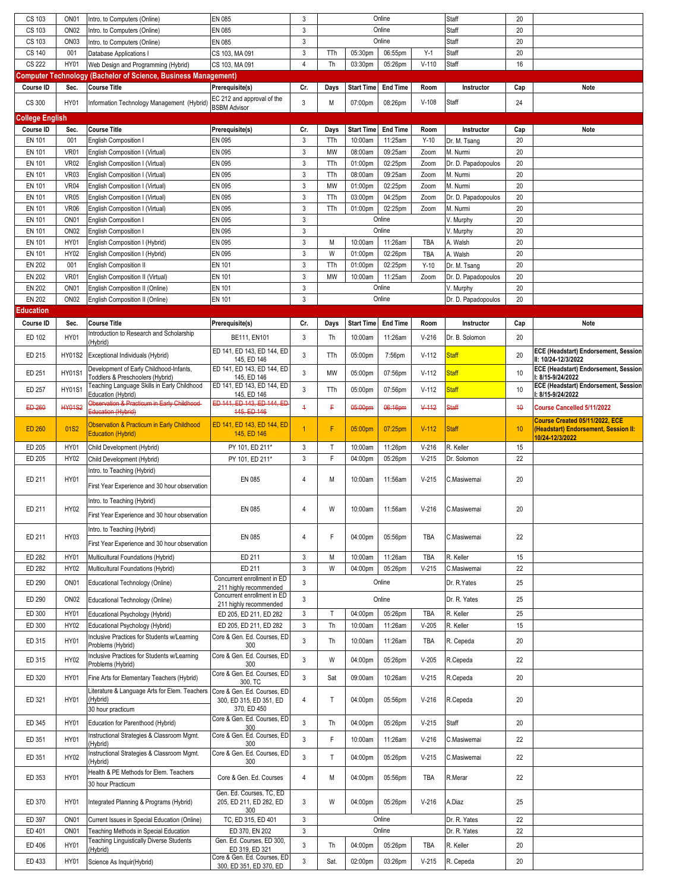| Course ID | Sec. | Course Title | Prerequisite(s) | Cr. | Days | Start Time | End Time | Room | Instructor | Cap | Note |
|---|---|---|---|---|---|---|---|---|---|---|---|
| CS 103 | ON01 | Intro. to Computers (Online) | EN 085 | 3 | Online | | | | Staff | 20 | |
| CS 103 | ON02 | Intro. to Computers (Online) | EN 085 | 3 | Online | | | | Staff | 20 | |
| CS 103 | ON03 | Intro. to Computers (Online) | EN 085 | 3 | Online | | | | Staff | 20 | |
| CS 140 | 001 | Database Applications I | CS 103, MA 091 | 3 | TTh | 05:30pm | 06:55pm | Y-1 | Staff | 20 | |
| CS 222 | HY01 | Web Design and Programming (Hybrid) | CS 103, MA 091 | 4 | Th | 03:30pm | 05:26pm | V-110 | Staff | 16 | |

## Computer Technology (Bachelor of Science, Business Management)

| Course ID | Sec. | Course Title | Prerequisite(s) | Cr. | Days | Start Time | End Time | Room | Instructor | Cap | Note |
|---|---|---|---|---|---|---|---|---|---|---|---|
| CS 300 | HY01 | Information Technology Management (Hybrid) | EC 212 and approval of the BSBM Advisor | 3 | M | 07:00pm | 08:26pm | V-108 | Staff | 24 | |

## College English

| Course ID | Sec. | Course Title | Prerequisite(s) | Cr. | Days | Start Time | End Time | Room | Instructor | Cap | Note |
|---|---|---|---|---|---|---|---|---|---|---|---|
| EN 101 | 001 | English Composition I | EN 095 | 3 | TTh | 10:00am | 11:25am | Y-10 | Dr. M. Tsang | 20 | |
| EN 101 | VR01 | English Composition I (Virtual) | EN 095 | 3 | MW | 08:00am | 09:25am | Zoom | M. Nurmi | 20 | |
| EN 101 | VR02 | English Composition I (Virtual) | EN 095 | 3 | TTh | 01:00pm | 02:25pm | Zoom | Dr. D. Papadopoulos | 20 | |
| EN 101 | VR03 | English Composition I (Virtual) | EN 095 | 3 | TTh | 08:00am | 09:25am | Zoom | M. Nurmi | 20 | |
| EN 101 | VR04 | English Composition I (Virtual) | EN 095 | 3 | MW | 01:00pm | 02:25pm | Zoom | M. Nurmi | 20 | |
| EN 101 | VR05 | English Composition I (Virtual) | EN 095 | 3 | TTh | 03:00pm | 04:25pm | Zoom | Dr. D. Papadopoulos | 20 | |
| EN 101 | VR06 | English Composition I (Virtual) | EN 095 | 3 | TTh | 01:00pm | 02:25pm | Zoom | M. Nurmi | 20 | |
| EN 101 | ON01 | English Composition I | EN 095 | 3 | Online | | | | V. Murphy | 20 | |
| EN 101 | ON02 | English Composition I | EN 095 | 3 | Online | | | | V. Murphy | 20 | |
| EN 101 | HY01 | English Composition I (Hybrid) | EN 095 | 3 | M | 10:00am | 11:26am | TBA | A. Walsh | 20 | |
| EN 101 | HY02 | English Composition I (Hybrid) | EN 095 | 3 | W | 01:00pm | 02:26pm | TBA | A. Walsh | 20 | |
| EN 202 | 001 | English Composition II | EN 101 | 3 | TTh | 01:00pm | 02:25pm | Y-10 | Dr. M. Tsang | 20 | |
| EN 202 | VR01 | English Composition II (Virtual) | EN 101 | 3 | MW | 10:00am | 11:25am | Zoom | Dr. D. Papadopoulos | 20 | |
| EN 202 | ON01 | English Composition II (Online) | EN 101 | 3 | Online | | | | V. Murphy | 20 | |
| EN 202 | ON02 | English Composition II (Online) | EN 101 | 3 | Online | | | | Dr. D. Papadopoulos | 20 | |

## Education

| Course ID | Sec. | Course Title | Prerequisite(s) | Cr. | Days | Start Time | End Time | Room | Instructor | Cap | Note |
|---|---|---|---|---|---|---|---|---|---|---|---|
| ED 102 | HY01 | Introduction to Research and Scholarship (Hybrid) | BE111, EN101 | 3 | Th | 10:00am | 11:26am | V-216 | Dr. B. Solomon | 20 | |
| ED 215 | HY01S2 | Exceptional Individuals (Hybrid) | ED 141, ED 143, ED 144, ED 145, ED 146 | 3 | TTh | 05:00pm | 7:56pm | V-112 | Staff | 20 | **ECE (Headstart) Endorsement, Session II: 10/24-12/3/2022** |
| ED 251 | HY01S1 | Development of Early Childhood-Infants, Toddlers & Preschoolers (Hybrid) | ED 141, ED 143, ED 144, ED 145, ED 146 | 3 | MW | 05:00pm | 07:56pm | V-112 | Staff | 10 | **ECE (Headstart) Endorsement, Session I: 8/15-9/24/2022** |
| ED 257 | HY01S1 | Teaching Language Skills in Early Childhood Education (Hybrid) | ED 141, ED 143, ED 144, ED 145, ED 146 | 3 | TTh | 05:00pm | 07:56pm | V-112 | Staff | 10 | **ECE (Headstart) Endorsement, Session I: 8/15-9/24/2022** |
| ~~ED 260~~ | ~~HY01S2~~ | ~~Observation & Practicum in Early Childhood Education (Hybrid)~~ | ~~ED 141, ED 143, ED 144, ED 145, ED 146~~ | ~~1~~ | ~~F~~ | ~~05:00pm~~ | ~~06:16pm~~ | ~~V-112~~ | ~~Staff~~ | ~~10~~ | **Course Cancelled 5/11/2022** |
| ED 260 | 01S2 | Observation & Practicum in Early Childhood Education (Hybrid) | ED 141, ED 143, ED 144, ED 145, ED 146 | 1 | F | 05:00pm | 07:25pm | V-112 | Staff | 10 | **Course Created 05/11/2022, ECE (Headstart) Endorsement, Session II: 10/24-12/3/2022** |
| ED 205 | HY01 | Child Development (Hybrid) | PY 101, ED 211* | 3 | T | 10:00am | 11:26pm | V-216 | R. Keller | 15 | |
| ED 205 | HY02 | Child Development (Hybrid) | PY 101, ED 211* | 3 | F | 04:00pm | 05:26pm | V-215 | Dr. Solomon | 22 | |
| ED 211 | HY01 | Intro. to Teaching (Hybrid) / First Year Experience and 30 hour observation | EN 085 | 4 | M | 10:00am | 11:56am | V-215 | C.Masiwemai | 20 | |
| ED 211 | HY02 | Intro. to Teaching (Hybrid) / First Year Experience and 30 hour observation | EN 085 | 4 | W | 10:00am | 11:56am | V-216 | C.Masiwemai | 20 | |
| ED 211 | HY03 | Intro. to Teaching (Hybrid) / First Year Experience and 30 hour observation | EN 085 | 4 | F | 04:00pm | 05:56pm | TBA | C.Masiwemai | 22 | |
| ED 282 | HY01 | Multicultural Foundations (Hybrid) | ED 211 | 3 | M | 10:00am | 11:26am | TBA | R. Keller | 15 | |
| ED 282 | HY02 | Multicultural Foundations (Hybrid) | ED 211 | 3 | W | 04:00pm | 05:26pm | V-215 | C.Masiwemai | 22 | |
| ED 290 | ON01 | Educational Technology (Online) | Concurrent enrollment in ED 211 highly recommended | 3 | Online | | | | Dr. R.Yates | 25 | |
| ED 290 | ON02 | Educational Technology (Online) | Concurrent enrollment in ED 211 highly recommended | 3 | Online | | | | Dr. R. Yates | 25 | |
| ED 300 | HY01 | Educational Psychology (Hybrid) | ED 205, ED 211, ED 282 | 3 | T | 04:00pm | 05:26pm | TBA | R. Keller | 25 | |
| ED 300 | HY02 | Educational Psychology (Hybrid) | ED 205, ED 211, ED 282 | 3 | Th | 10:00am | 11:26am | V-205 | R. Keller | 15 | |
| ED 315 | HY01 | Inclusive Practices for Students w/Learning Problems (Hybrid) | Core & Gen. Ed. Courses, ED 300 | 3 | Th | 10:00am | 11:26am | TBA | R. Cepeda | 20 | |
| ED 315 | HY02 | Inclusive Practices for Students w/Learning Problems (Hybrid) | Core & Gen. Ed. Courses, ED 300 | 3 | W | 04:00pm | 05:26pm | V-205 | R.Cepeda | 22 | |
| ED 320 | HY01 | Fine Arts for Elementary Teachers (Hybrid) | Core & Gen. Ed. Courses, ED 300, TC | 3 | Sat | 09:00am | 10:26am | V-215 | R.Cepeda | 20 | |
| ED 321 | HY01 | Literature & Language Arts for Elem. Teachers (Hybrid) / 30 hour practicum | Core & Gen. Ed. Courses, ED 300, ED 315, ED 351, ED 370, ED 450 | 4 | T | 04:00pm | 05:56pm | V-216 | R.Cepeda | 20 | |
| ED 345 | HY01 | Education for Parenthood (Hybrid) | Core & Gen. Ed. Courses, ED 300 | 3 | Th | 04:00pm | 05:26pm | V-215 | Staff | 20 | |
| ED 351 | HY01 | Instructional Strategies & Classroom Mgmt. (Hybrid) | Core & Gen. Ed. Courses, ED 300 | 3 | F | 10:00am | 11:26am | V-216 | C.Masiwemai | 22 | |
| ED 351 | HY02 | Instructional Strategies & Classroom Mgmt. (Hybrid) | Core & Gen. Ed. Courses, ED 300 | 3 | T | 04:00pm | 05:26pm | V-215 | C.Masiwemai | 22 | |
| ED 353 | HY01 | Health & PE Methods for Elem. Teachers / 30 hour Practicum | Core & Gen. Ed. Courses | 4 | M | 04:00pm | 05:56pm | TBA | R.Merar | 22 | |
| ED 370 | HY01 | Integrated Planning & Programs (Hybrid) | Gen. Ed. Courses, TC, ED 205, ED 211, ED 282, ED 300 | 3 | W | 04:00pm | 05:26pm | V-216 | A.Diaz | 25 | |
| ED 397 | ON01 | Current Issues in Special Education (Online) | TC, ED 315, ED 401 | 3 | Online | | | | Dr. R. Yates | 22 | |
| ED 401 | ON01 | Teaching Methods in Special Education | ED 370, EN 202 | 3 | Online | | | | Dr. R. Yates | 22 | |
| ED 406 | HY01 | Teaching Linguistically Diverse Students (Hybrid) | Gen. Ed. Courses, ED 300, ED 319, ED 321 | 3 | Th | 04:00pm | 05:26pm | TBA | R. Keller | 20 | |
| ED 433 | HY01 | Science As Inquir(Hybrid) | Core & Gen. Ed. Courses, ED 300, ED 351, ED 370, ED | 3 | Sat. | 02:00pm | 03:26pm | V-215 | R. Cepeda | 20 | |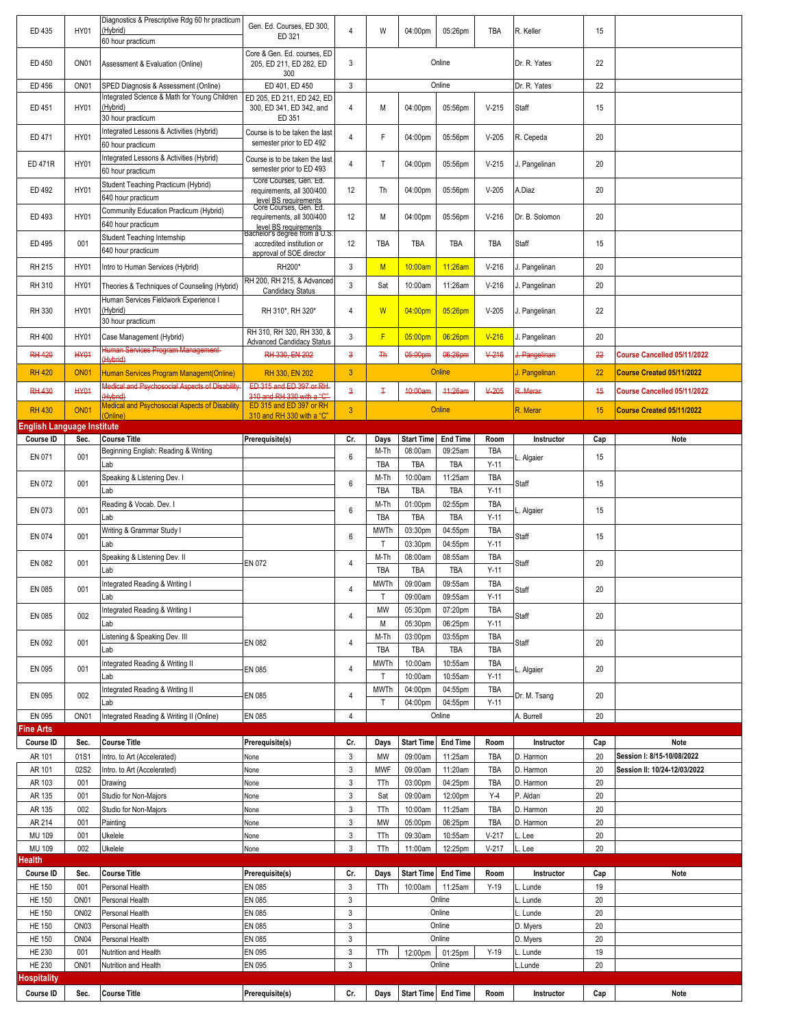| Course ID | Sec. | Course Title | Prerequisite(s) | Cr. | Days | Start Time | End Time | Room | Instructor | Cap | Note |
|---|---|---|---|---|---|---|---|---|---|---|---|
| ED 435 | HY01 | Diagnostics & Prescriptive Rdg 60 hr practicum (Hybrid)<br>60 hour practicum | Gen. Ed. Courses, ED 300, ED 321 | 4 | W | 04:00pm | 05:26pm | TBA | R. Keller | 15 | |
| ED 450 | ON01 | Assessment & Evaluation (Online) | Core & Gen. Ed. courses, ED 205, ED 211, ED 282, ED 300 | 3 | Online | | | | Dr. R. Yates | 22 | |
| ED 456 | ON01 | SPED Diagnosis & Assessment (Online) | ED 401, ED 450 | 3 | Online | | | | Dr. R. Yates | 22 | |
| ED 451 | HY01 | Integrated Science & Math for Young Children (Hybrid)<br>30 hour practicum | ED 205, ED 211, ED 242, ED 300, ED 341, ED 342, and ED 351 | 4 | M | 04:00pm | 05:56pm | V-215 | Staff | 15 | |
| ED 471 | HY01 | Integrated Lessons & Activities (Hybrid)<br>60 hour practicum | Course is to be taken the last semester prior to ED 492 | 4 | F | 04:00pm | 05:56pm | V-205 | R. Cepeda | 20 | |
| ED 471R | HY01 | Integrated Lessons & Activities (Hybrid)<br>60 hour practicum | Course is to be taken the last semester prior to ED 493 | 4 | T | 04:00pm | 05:56pm | V-215 | J. Pangelinan | 20 | |
| ED 492 | HY01 | Student Teaching Practicum (Hybrid)<br>640 hour practicum | Core Courses, Gen. Ed. requirements, all 300/400 level BS requirements | 12 | Th | 04:00pm | 05:56pm | V-205 | A.Diaz | 20 | |
| ED 493 | HY01 | Community Education Practicum (Hybrid)<br>640 hour practicum | Core Courses, Gen. Ed. requirements, all 300/400 level BS requirements | 12 | M | 04:00pm | 05:56pm | V-216 | Dr. B. Solomon | 20 | |
| ED 495 | 001 | Student Teaching Internship<br>640 hour practicum | Bachelor's degree from a U.S. accredited institution or approval of SOE director | 12 | TBA | TBA | TBA | TBA | Staff | 15 | |
| RH 215 | HY01 | Intro to Human Services (Hybrid) | RH200* | 3 | M | 10:00am | 11:26am | V-216 | J. Pangelinan | 20 | |
| RH 310 | HY01 | Theories & Techniques of Counseling (Hybrid) | RH 200, RH 215, & Advanced Candidacy Status | 3 | Sat | 10:00am | 11:26am | V-216 | J. Pangelinan | 20 | |
| RH 330 | HY01 | Human Services Fieldwork Experience I (Hybrid)<br>30 hour practicum | RH 310*, RH 320* | 4 | W | 04:00pm | 05:26pm | V-205 | J. Pangelinan | 22 | |
| RH 400 | HY01 | Case Management (Hybrid) | RH 310, RH 320, RH 330, & Advanced Candidacy Status | 3 | F | 05:00pm | 06:26pm | V-216 | J. Pangelinan | 20 | |
| ~~RH 420~~ | ~~HY01~~ | ~~Human Services Program Management (Hybrid)~~ | ~~RH 330, EN 202~~ | ~~3~~ | ~~Th~~ | ~~05:00pm~~ | ~~06:26pm~~ | ~~V-216~~ | ~~J. Pangelinan~~ | ~~22~~ | Course Cancelled 05/11/2022 |
| RH 420 | ON01 | Human Services Program Managment(Online) | RH 330, EN 202 | 3 | Online | | | | J. Pangelinan | 22 | Course Created 05/11/2022 |
| ~~RH 430~~ | ~~HY01~~ | ~~Medical and Psychosocial Aspects of Disability (Hybrid)~~ | ~~ED 315 and ED 397 or RH 310 and RH 330 with a "C"~~ | ~~3~~ | ~~T~~ | ~~10:00am~~ | ~~11:26am~~ | ~~V-205~~ | ~~R. Merar~~ | ~~15~~ | Course Cancelled 05/11/2022 |
| RH 430 | ON01 | Medical and Psychosocial Aspects of Disability (Online) | ED 315 and ED 397 or RH 310 and RH 330 with a "C" | 3 | Online | | | | R. Merar | 15 | Course Created 05/11/2022 |

## English Language Institute

| Course ID | Sec. | Course Title | Prerequisite(s) | Cr. | Days | Start Time | End Time | Room | Instructor | Cap | Note |
|---|---|---|---|---|---|---|---|---|---|---|---|
| EN 071 | 001 | Beginning English: Reading & Writing | | 6 | M-Th | 08:00am | 09:25am | TBA | L. Algaier | 15 | |
| | | Lab | | | TBA | TBA | TBA | Y-11 | | | |
| EN 072 | 001 | Speaking & Listening Dev. I | | 6 | M-Th | 10:00am | 11:25am | TBA | Staff | 15 | |
| | | Lab | | | TBA | TBA | TBA | Y-11 | | | |
| EN 073 | 001 | Reading & Vocab. Dev. I | | 6 | M-Th | 01:00pm | 02:55pm | TBA | L. Algaier | 15 | |
| | | Lab | | | TBA | TBA | TBA | Y-11 | | | |
| EN 074 | 001 | Writing & Grammar Study I | | 6 | MWTh | 03:30pm | 04:55pm | TBA | Staff | 15 | |
| | | Lab | | | T | 03:30pm | 04:55pm | Y-11 | | | |
| EN 082 | 001 | Speaking & Listening Dev. II | EN 072 | 4 | M-Th | 08:00am | 08:55am | TBA | Staff | 20 | |
| | | Lab | | | TBA | TBA | TBA | Y-11 | | | |
| EN 085 | 001 | Integrated Reading & Writing I | | 4 | MWTh | 09:00am | 09:55am | TBA | Staff | 20 | |
| | | Lab | | | T | 09:00am | 09:55am | Y-11 | | | |
| EN 085 | 002 | Integrated Reading & Writing I | | 4 | MW | 05:30pm | 07:20pm | TBA | Staff | 20 | |
| | | Lab | | | M | 05:30pm | 06:25pm | Y-11 | | | |
| EN 092 | 001 | Listening & Speaking Dev. III | EN 082 | 4 | M-Th | 03:00pm | 03:55pm | TBA | Staff | 20 | |
| | | Lab | | | TBA | TBA | TBA | TBA | | | |
| EN 095 | 001 | Integrated Reading & Writing II | EN 085 | 4 | MWTh | 10:00am | 10:55am | TBA | L. Algaier | 20 | |
| | | Lab | | | T | 10:00am | 10:55am | Y-11 | | | |
| EN 095 | 002 | Integrated Reading & Writing II | EN 085 | 4 | MWTh | 04:00pm | 04:55pm | TBA | Dr. M. Tsang | 20 | |
| | | Lab | | | T | 04:00pm | 04:55pm | Y-11 | | | |
| EN 095 | ON01 | Integrated Reading & Writing II (Online) | EN 085 | 4 | Online | | | | A. Burrell | 20 | |

## Fine Arts

| Course ID | Sec. | Course Title | Prerequisite(s) | Cr. | Days | Start Time | End Time | Room | Instructor | Cap | Note |
|---|---|---|---|---|---|---|---|---|---|---|---|
| AR 101 | 01S1 | Intro. to Art (Accelerated) | None | 3 | MW | 09:00am | 11:25am | TBA | D. Harmon | 20 | Session I: 8/15-10/08/2022 |
| AR 101 | 02S2 | Intro. to Art (Accelerated) | None | 3 | MWF | 09:00am | 11:20am | TBA | D. Harmon | 20 | Session II: 10/24-12/03/2022 |
| AR 103 | 001 | Drawing | None | 3 | TTh | 03:00pm | 04:25pm | TBA | D. Harmon | 20 | |
| AR 135 | 001 | Studio for Non-Majors | None | 3 | Sat | 09:00am | 12:00pm | Y-4 | P. Aldan | 20 | |
| AR 135 | 002 | Studio for Non-Majors | None | 3 | TTh | 10:00am | 11:25am | TBA | D. Harmon | 20 | |
| AR 214 | 001 | Painting | None | 3 | MW | 05:00pm | 06:25pm | TBA | D. Harmon | 20 | |
| MU 109 | 001 | Ukelele | None | 3 | TTh | 09:30am | 10:55am | V-217 | L. Lee | 20 | |
| MU 109 | 002 | Ukelele | None | 3 | TTh | 11:00am | 12:25pm | V-217 | L. Lee | 20 | |

## Health

| Course ID | Sec. | Course Title | Prerequisite(s) | Cr. | Days | Start Time | End Time | Room | Instructor | Cap | Note |
|---|---|---|---|---|---|---|---|---|---|---|---|
| HE 150 | 001 | Personal Health | EN 085 | 3 | TTh | 10:00am | 11:25am | Y-19 | L. Lunde | 19 | |
| HE 150 | ON01 | Personal Health | EN 085 | 3 | Online | | | | L. Lunde | 20 | |
| HE 150 | ON02 | Personal Health | EN 085 | 3 | Online | | | | L. Lunde | 20 | |
| HE 150 | ON03 | Personal Health | EN 085 | 3 | Online | | | | D. Myers | 20 | |
| HE 150 | ON04 | Personal Health | EN 085 | 3 | Online | | | | D. Myers | 20 | |
| HE 230 | 001 | Nutrition and Health | EN 095 | 3 | TTh | 12:00pm | 01:25pm | Y-19 | L. Lunde | 19 | |
| HE 230 | ON01 | Nutrition and Health | EN 095 | 3 | Online | | | | L.Lunde | 20 | |

## Hospitality

| Course ID | Sec. | Course Title | Prerequisite(s) | Cr. | Days | Start Time | End Time | Room | Instructor | Cap | Note |
|---|---|---|---|---|---|---|---|---|---|---|---|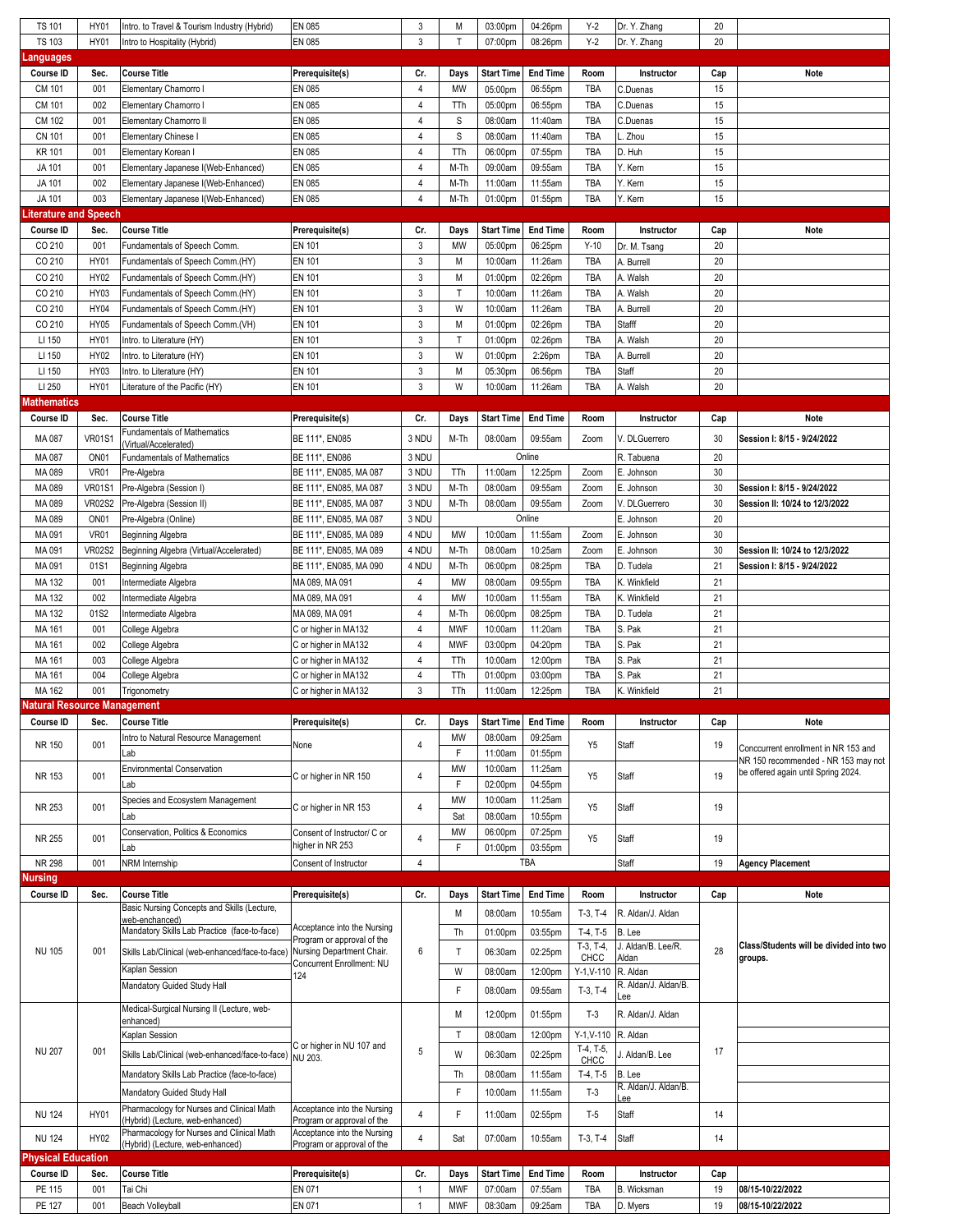| Course ID | Sec. | Course Title | Prerequisite(s) | Cr. | Days | Start Time | End Time | Room | Instructor | Cap | Note |
|---|---|---|---|---|---|---|---|---|---|---|---|
| TS 101 | HY01 | Intro. to Travel & Tourism Industry (Hybrid) | EN 085 | 3 | M | 03:00pm | 04:26pm | Y-2 | Dr. Y. Zhang | 20 | |
| TS 103 | HY01 | Intro to Hospitality (Hybrid) | EN 085 | 3 | T | 07:00pm | 08:26pm | Y-2 | Dr. Y. Zhang | 20 | |

## Languages

| Course ID | Sec. | Course Title | Prerequisite(s) | Cr. | Days | Start Time | End Time | Room | Instructor | Cap | Note |
|---|---|---|---|---|---|---|---|---|---|---|---|
| CM 101 | 001 | Elementary Chamorro I | EN 085 | 4 | MW | 05:00pm | 06:55pm | TBA | C.Duenas | 15 | |
| CM 101 | 002 | Elementary Chamorro I | EN 085 | 4 | TTh | 05:00pm | 06:55pm | TBA | C.Duenas | 15 | |
| CM 102 | 001 | Elementary Chamorro II | EN 085 | 4 | S | 08:00am | 11:40am | TBA | C.Duenas | 15 | |
| CN 101 | 001 | Elementary Chinese I | EN 085 | 4 | S | 08:00am | 11:40am | TBA | L. Zhou | 15 | |
| KR 101 | 001 | Elementary Korean I | EN 085 | 4 | TTh | 06:00pm | 07:55pm | TBA | D. Huh | 15 | |
| JA 101 | 001 | Elementary Japanese I(Web-Enhanced) | EN 085 | 4 | M-Th | 09:00am | 09:55am | TBA | Y. Kern | 15 | |
| JA 101 | 002 | Elementary Japanese I(Web-Enhanced) | EN 085 | 4 | M-Th | 11:00am | 11:55am | TBA | Y. Kern | 15 | |
| JA 101 | 003 | Elementary Japanese I(Web-Enhanced) | EN 085 | 4 | M-Th | 01:00pm | 01:55pm | TBA | Y. Kern | 15 | |

## Literature and Speech

| Course ID | Sec. | Course Title | Prerequisite(s) | Cr. | Days | Start Time | End Time | Room | Instructor | Cap | Note |
|---|---|---|---|---|---|---|---|---|---|---|---|
| CO 210 | 001 | Fundamentals of Speech Comm. | EN 101 | 3 | MW | 05:00pm | 06:25pm | Y-10 | Dr. M. Tsang | 20 | |
| CO 210 | HY01 | Fundamentals of Speech Comm.(HY) | EN 101 | 3 | M | 10:00am | 11:26am | TBA | A. Burrell | 20 | |
| CO 210 | HY02 | Fundamentals of Speech Comm.(HY) | EN 101 | 3 | M | 01:00pm | 02:26pm | TBA | A. Walsh | 20 | |
| CO 210 | HY03 | Fundamentals of Speech Comm.(HY) | EN 101 | 3 | T | 10:00am | 11:26am | TBA | A. Walsh | 20 | |
| CO 210 | HY04 | Fundamentals of Speech Comm.(HY) | EN 101 | 3 | W | 10:00am | 11:26am | TBA | A. Burrell | 20 | |
| CO 210 | HY05 | Fundamentals of Speech Comm.(VH) | EN 101 | 3 | M | 01:00pm | 02:26pm | TBA | Stafff | 20 | |
| LI 150 | HY01 | Intro. to Literature (HY) | EN 101 | 3 | T | 01:00pm | 02:26pm | TBA | A. Walsh | 20 | |
| LI 150 | HY02 | Intro. to Literature (HY) | EN 101 | 3 | W | 01:00pm | 2:26pm | TBA | A. Burrell | 20 | |
| LI 150 | HY03 | Intro. to Literature (HY) | EN 101 | 3 | M | 05:30pm | 06:56pm | TBA | Staff | 20 | |
| LI 250 | HY01 | Literature of the Pacific (HY) | EN 101 | 3 | W | 10:00am | 11:26am | TBA | A. Walsh | 20 | |

## Mathematics

| Course ID | Sec. | Course Title | Prerequisite(s) | Cr. | Days | Start Time | End Time | Room | Instructor | Cap | Note |
|---|---|---|---|---|---|---|---|---|---|---|---|
| MA 087 | VR01S1 | Fundamentals of Mathematics (Virtual/Accelerated) | BE 111*, EN085 | 3 NDU | M-Th | 08:00am | 09:55am | Zoom | V. DLGuerrero | 30 | **Session I: 8/15 - 9/24/2022** |
| MA 087 | ON01 | Fundamentals of Mathematics | BE 111*, EN086 | 3 NDU | | Online | | | R. Tabuena | 20 | |
| MA 089 | VR01 | Pre-Algebra | BE 111*, EN085, MA 087 | 3 NDU | TTh | 11:00am | 12:25pm | Zoom | E. Johnson | 30 | |
| MA 089 | VR01S1 | Pre-Algebra (Session I) | BE 111*, EN085, MA 087 | 3 NDU | M-Th | 08:00am | 09:55am | Zoom | E. Johnson | 30 | **Session I: 8/15 - 9/24/2022** |
| MA 089 | VR02S2 | Pre-Algebra (Session II) | BE 111*, EN085, MA 087 | 3 NDU | M-Th | 08:00am | 09:55am | Zoom | V. DLGuerrero | 30 | **Session II: 10/24 to 12/3/2022** |
| MA 089 | ON01 | Pre-Algebra (Online) | BE 111*, EN085, MA 087 | 3 NDU | | Online | | | E. Johnson | 20 | |
| MA 091 | VR01 | Beginning Algebra | BE 111*, EN085, MA 089 | 4 NDU | MW | 10:00am | 11:55am | Zoom | E. Johnson | 30 | |
| MA 091 | VR02S2 | Beginning Algebra (Virtual/Accelerated) | BE 111*, EN085, MA 089 | 4 NDU | M-Th | 08:00am | 10:25am | Zoom | E. Johnson | 30 | **Session II: 10/24 to 12/3/2022** |
| MA 091 | 01S1 | Beginning Algebra | BE 111*, EN085, MA 090 | 4 NDU | M-Th | 06:00pm | 08:25pm | TBA | D. Tudela | 21 | **Session I: 8/15 - 9/24/2022** |
| MA 132 | 001 | Intermediate Algebra | MA 089, MA 091 | 4 | MW | 08:00am | 09:55am | TBA | K. Winkfield | 21 | |
| MA 132 | 002 | Intermediate Algebra | MA 089, MA 091 | 4 | MW | 10:00am | 11:55am | TBA | K. Winkfield | 21 | |
| MA 132 | 01S2 | Intermediate Algebra | MA 089, MA 091 | 4 | M-Th | 06:00pm | 08:25pm | TBA | D. Tudela | 21 | |
| MA 161 | 001 | College Algebra | C or higher in MA132 | 4 | MWF | 10:00am | 11:20am | TBA | S. Pak | 21 | |
| MA 161 | 002 | College Algebra | C or higher in MA132 | 4 | MWF | 03:00pm | 04:20pm | TBA | S. Pak | 21 | |
| MA 161 | 003 | College Algebra | C or higher in MA132 | 4 | TTh | 10:00am | 12:00pm | TBA | S. Pak | 21 | |
| MA 161 | 004 | College Algebra | C or higher in MA132 | 4 | TTh | 01:00pm | 03:00pm | TBA | S. Pak | 21 | |
| MA 162 | 001 | Trigonometry | C or higher in MA132 | 3 | TTh | 11:00am | 12:25pm | TBA | K. Winkfield | 21 | |

## Natural Resource Management

| Course ID | Sec. | Course Title | Prerequisite(s) | Cr. | Days | Start Time | End Time | Room | Instructor | Cap | Note |
|---|---|---|---|---|---|---|---|---|---|---|---|
| NR 150 | 001 | Intro to Natural Resource Management | None | 4 | MW | 08:00am | 09:25am | Y5 | Staff | 19 | Conccurrent enrollment in NR 153 and NR 150 recommended - NR 153 may not be offered again until Spring 2024. |
| | | Lab | | | F | 11:00am | 01:55pm | | | | |
| NR 153 | 001 | Environmental Conservation | C or higher in NR 150 | 4 | MW | 10:00am | 11:25am | Y5 | Staff | 19 | |
| | | Lab | | | F | 02:00pm | 04:55pm | | | | |
| NR 253 | 001 | Species and Ecosystem Management | C or higher in NR 153 | 4 | MW | 10:00am | 11:25am | Y5 | Staff | 19 | |
| | | Lab | | | Sat | 08:00am | 10:55pm | | | | |
| NR 255 | 001 | Conservation, Politics & Economics | Consent of Instructor/ C or higher in NR 253 | 4 | MW | 06:00pm | 07:25pm | Y5 | Staff | 19 | |
| | | Lab | | | F | 01:00pm | 03:55pm | | | | |
| NR 298 | 001 | NRM Internship | Consent of Instructor | 4 | | TBA | | | Staff | 19 | **Agency Placement** |

## Nursing

| Course ID | Sec. | Course Title | Prerequisite(s) | Cr. | Days | Start Time | End Time | Room | Instructor | Cap | Note |
|---|---|---|---|---|---|---|---|---|---|---|---|
| NU 105 | 001 | Basic Nursing Concepts and Skills (Lecture, web-enhanced) | Acceptance into the Nursing Program or approval of the Nursing Department Chair. Concurrent Enrollment: NU 124 | 6 | M | 08:00am | 10:55am | T-3, T-4 | R. Aldan/J. Aldan | 28 | **Class/Students will be divided into two groups.** |
| | | Mandatory Skills Lab Practice (face-to-face) | | | Th | 01:00pm | 03:55pm | T-4, T-5 | B. Lee | | |
| | | Skills Lab/Clinical (web-enhanced/face-to-face) | | | T | 06:30am | 02:25pm | T-3, T-4, CHCC | J. Aldan/B. Lee/R. Aldan | | |
| | | Kaplan Session | | | W | 08:00am | 12:00pm | Y-1,V-110 | R. Aldan | | |
| | | Mandatory Guided Study Hall | | | F | 08:00am | 09:55am | T-3, T-4 | R. Aldan/J. Aldan/B. Lee | | |
| NU 207 | 001 | Medical-Surgical Nursing II (Lecture, web-enhanced) | C or higher in NU 107 and NU 203. | 5 | M | 12:00pm | 01:55pm | T-3 | R. Aldan/J. Aldan | 17 | |
| | | Kaplan Session | | | T | 08:00am | 12:00pm | Y-1,V-110 | R. Aldan | | |
| | | Skills Lab/Clinical (web-enhanced/face-to-face) | | | W | 06:30am | 02:25pm | T-4, T-5, CHCC | J. Aldan/B. Lee | | |
| | | Mandatory Skills Lab Practice (face-to-face) | | | Th | 08:00am | 11:55am | T-4, T-5 | B. Lee | | |
| | | Mandatory Guided Study Hall | | | F | 10:00am | 11:55am | T-3 | R. Aldan/J. Aldan/B. Lee | | |
| NU 124 | HY01 | Pharmacology for Nurses and Clinical Math (Hybrid) (Lecture, web-enhanced) | Acceptance into the Nursing Program or approval of the | 4 | F | 11:00am | 02:55pm | T-5 | Staff | 14 | |
| NU 124 | HY02 | Pharmacology for Nurses and Clinical Math (Hybrid) (Lecture, web-enhanced) | Acceptance into the Nursing Program or approval of the | 4 | Sat | 07:00am | 10:55am | T-3, T-4 | Staff | 14 | |

## Physical Education

| Course ID | Sec. | Course Title | Prerequisite(s) | Cr. | Days | Start Time | End Time | Room | Instructor | Cap | |
|---|---|---|---|---|---|---|---|---|---|---|---|
| PE 115 | 001 | Tai Chi | EN 071 | 1 | MWF | 07:00am | 07:55am | TBA | B. Wicksman | 19 | **08/15-10/22/2022** |
| PE 127 | 001 | Beach Volleyball | EN 071 | 1 | MWF | 08:30am | 09:25am | TBA | D. Myers | 19 | **08/15-10/22/2022** |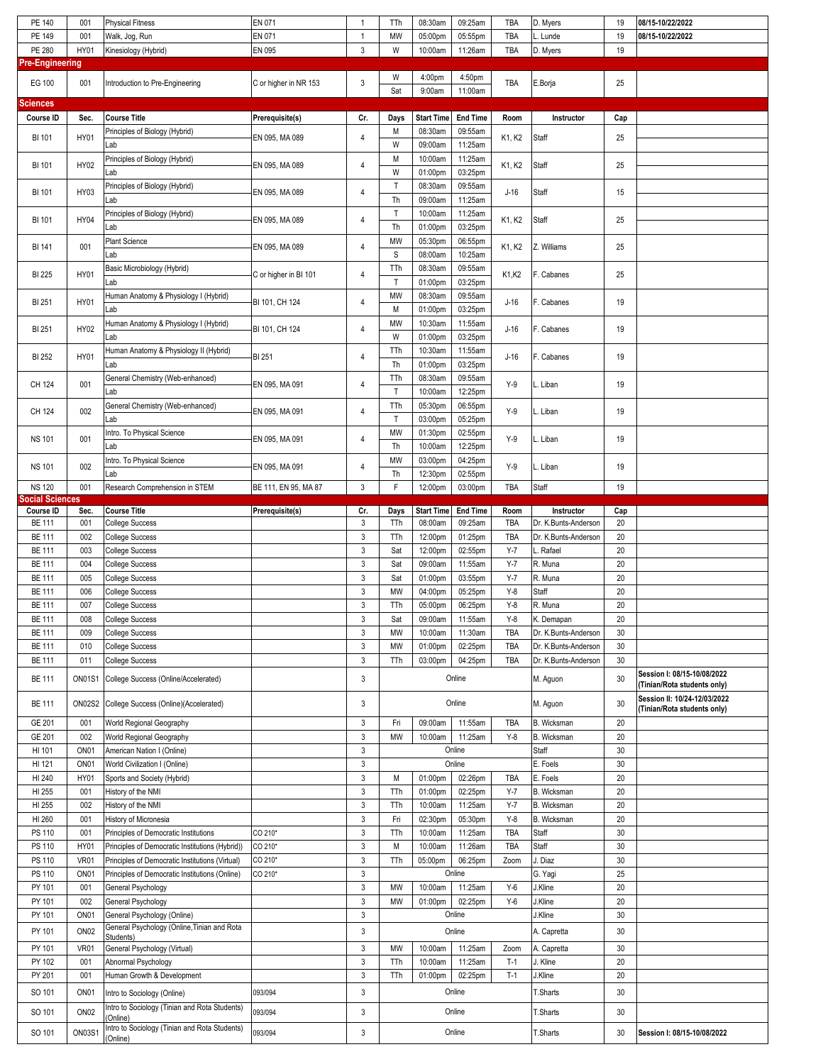| Course ID | Sec. | Course Title | Prerequisite(s) | Cr. | Days | Start Time | End Time | Room | Instructor | Cap | |
|---|---|---|---|---|---|---|---|---|---|---|---|
| PE 140 | 001 | Physical Fitness | EN 071 | 1 | TTh | 08:30am | 09:25am | TBA | D. Myers | 19 | **08/15-10/22/2022** |
| PE 149 | 001 | Walk, Jog, Run | EN 071 | 1 | MW | 05:00pm | 05:55pm | TBA | L. Lunde | 19 | **08/15-10/22/2022** |
| PE 280 | HY01 | Kinesiology (Hybrid) | EN 095 | 3 | W | 10:00am | 11:26am | TBA | D. Myers | 19 | |

## Pre-Engineering

| Course ID | Sec. | Course Title | Prerequisite(s) | Cr. | Days | Start Time | End Time | Room | Instructor | Cap | |
|---|---|---|---|---|---|---|---|---|---|---|---|
| EG 100 | 001 | Introduction to Pre-Engineering | C or higher in NR 153 | 3 | W | 4:00pm | 4:50pm | TBA | E.Borja | 25 | |
| | | | | | Sat | 9:00am | 11:00am | | | | |

## Sciences

| Course ID | Sec. | Course Title | Prerequisite(s) | Cr. | Days | Start Time | End Time | Room | Instructor | Cap | |
|---|---|---|---|---|---|---|---|---|---|---|---|
| BI 101 | HY01 | Principles of Biology (Hybrid) | EN 095, MA 089 | 4 | M | 08:30am | 09:55am | K1, K2 | Staff | 25 | |
| | | Lab | | | W | 09:00am | 11:25am | | | | |
| BI 101 | HY02 | Principles of Biology (Hybrid) | EN 095, MA 089 | 4 | M | 10:00am | 11:25am | K1, K2 | Staff | 25 | |
| | | Lab | | | W | 01:00pm | 03:25pm | | | | |
| BI 101 | HY03 | Principles of Biology (Hybrid) | EN 095, MA 089 | 4 | T | 08:30am | 09:55am | J-16 | Staff | 15 | |
| | | Lab | | | Th | 09:00am | 11:25am | | | | |
| BI 101 | HY04 | Principles of Biology (Hybrid) | EN 095, MA 089 | 4 | T | 10:00am | 11:25am | K1, K2 | Staff | 25 | |
| | | Lab | | | Th | 01:00pm | 03:25pm | | | | |
| BI 141 | 001 | Plant Science | EN 095, MA 089 | 4 | MW | 05:30pm | 06:55pm | K1, K2 | Z. Williams | 25 | |
| | | Lab | | | S | 08:00am | 10:25am | | | | |
| BI 225 | HY01 | Basic Microbiology (Hybrid) | C or higher in BI 101 | 4 | TTh | 08:30am | 09:55am | K1,K2 | F. Cabanes | 25 | |
| | | Lab | | | T | 01:00pm | 03:25pm | | | | |
| BI 251 | HY01 | Human Anatomy & Physiology I (Hybrid) | BI 101, CH 124 | 4 | MW | 08:30am | 09:55am | J-16 | F. Cabanes | 19 | |
| | | Lab | | | M | 01:00pm | 03:25pm | | | | |
| BI 251 | HY02 | Human Anatomy & Physiology I (Hybrid) | BI 101, CH 124 | 4 | MW | 10:30am | 11:55am | J-16 | F. Cabanes | 19 | |
| | | Lab | | | W | 01:00pm | 03:25pm | | | | |
| BI 252 | HY01 | Human Anatomy & Physiology II (Hybrid) | BI 251 | 4 | TTh | 10:30am | 11:55am | J-16 | F. Cabanes | 19 | |
| | | Lab | | | Th | 01:00pm | 03:25pm | | | | |
| CH 124 | 001 | General Chemistry (Web-enhanced) | EN 095, MA 091 | 4 | TTh | 08:30am | 09:55am | Y-9 | L. Liban | 19 | |
| | | Lab | | | T | 10:00am | 12:25pm | | | | |
| CH 124 | 002 | General Chemistry (Web-enhanced) | EN 095, MA 091 | 4 | TTh | 05:30pm | 06:55pm | Y-9 | L. Liban | 19 | |
| | | Lab | | | T | 03:00pm | 05:25pm | | | | |
| NS 101 | 001 | Intro. To Physical Science | EN 095, MA 091 | 4 | MW | 01:30pm | 02:55pm | Y-9 | L. Liban | 19 | |
| | | Lab | | | Th | 10:00am | 12:25pm | | | | |
| NS 101 | 002 | Intro. To Physical Science | EN 095, MA 091 | 4 | MW | 03:00pm | 04:25pm | Y-9 | L. Liban | 19 | |
| | | Lab | | | Th | 12:30pm | 02:55pm | | | | |
| NS 120 | 001 | Research Comprehension in STEM | BE 111, EN 95, MA 87 | 3 | F | 12:00pm | 03:00pm | TBA | Staff | 19 | |

## Social Sciences

| Course ID | Sec. | Course Title | Prerequisite(s) | Cr. | Days | Start Time | End Time | Room | Instructor | Cap | |
|---|---|---|---|---|---|---|---|---|---|---|---|
| BE 111 | 001 | College Success | | 3 | TTh | 08:00am | 09:25am | TBA | Dr. K.Bunts-Anderson | 20 | |
| BE 111 | 002 | College Success | | 3 | TTh | 12:00pm | 01:25pm | TBA | Dr. K.Bunts-Anderson | 20 | |
| BE 111 | 003 | College Success | | 3 | Sat | 12:00pm | 02:55pm | Y-7 | L. Rafael | 20 | |
| BE 111 | 004 | College Success | | 3 | Sat | 09:00am | 11:55am | Y-7 | R. Muna | 20 | |
| BE 111 | 005 | College Success | | 3 | Sat | 01:00pm | 03:55pm | Y-7 | R. Muna | 20 | |
| BE 111 | 006 | College Success | | 3 | MW | 04:00pm | 05:25pm | Y-8 | Staff | 20 | |
| BE 111 | 007 | College Success | | 3 | TTh | 05:00pm | 06:25pm | Y-8 | R. Muna | 20 | |
| BE 111 | 008 | College Success | | 3 | Sat | 09:00am | 11:55am | Y-8 | K. Demapan | 20 | |
| BE 111 | 009 | College Success | | 3 | MW | 10:00am | 11:30am | TBA | Dr. K.Bunts-Anderson | 30 | |
| BE 111 | 010 | College Success | | 3 | MW | 01:00pm | 02:25pm | TBA | Dr. K.Bunts-Anderson | 30 | |
| BE 111 | 011 | College Success | | 3 | TTh | 03:00pm | 04:25pm | TBA | Dr. K.Bunts-Anderson | 30 | |
| BE 111 | ON01S1 | College Success (Online/Accelerated) | | 3 | Online | | | | M. Aguon | 30 | **Session I: 08/15-10/08/2022 (Tinian/Rota students only)** |
| BE 111 | ON02S2 | College Success (Online)(Accelerated) | | 3 | Online | | | | M. Aguon | 30 | **Session II: 10/24-12/03/2022 (Tinian/Rota students only)** |
| GE 201 | 001 | World Regional Geography | | 3 | Fri | 09:00am | 11:55am | TBA | B. Wicksman | 20 | |
| GE 201 | 002 | World Regional Geography | | 3 | MW | 10:00am | 11:25am | Y-8 | B. Wicksman | 20 | |
| HI 101 | ON01 | American Nation I (Online) | | 3 | Online | | | | Staff | 30 | |
| HI 121 | ON01 | World Civilization I (Online) | | 3 | Online | | | | E. Foels | 30 | |
| HI 240 | HY01 | Sports and Society (Hybrid) | | 3 | M | 01:00pm | 02:26pm | TBA | E. Foels | 20 | |
| HI 255 | 001 | History of the NMI | | 3 | TTh | 01:00pm | 02:25pm | Y-7 | B. Wicksman | 20 | |
| HI 255 | 002 | History of the NMI | | 3 | TTh | 10:00am | 11:25am | Y-7 | B. Wicksman | 20 | |
| HI 260 | 001 | History of Micronesia | | 3 | Fri | 02:30pm | 05:30pm | Y-8 | B. Wicksman | 20 | |
| PS 110 | 001 | Principles of Democratic Institutions | CO 210* | 3 | TTh | 10:00am | 11:25am | TBA | Staff | 30 | |
| PS 110 | HY01 | Principles of Democratic Institutions (Hybrid)) | CO 210* | 3 | M | 10:00am | 11:26am | TBA | Staff | 30 | |
| PS 110 | VR01 | Principles of Democratic Institutions (Virtual) | CO 210* | 3 | TTh | 05:00pm | 06:25pm | Zoom | J. Diaz | 30 | |
| PS 110 | ON01 | Principles of Democratic Institutions (Online) | CO 210* | 3 | Online | | | | G. Yagi | 25 | |
| PY 101 | 001 | General Psychology | | 3 | MW | 10:00am | 11:25am | Y-6 | J.Kline | 20 | |
| PY 101 | 002 | General Psychology | | 3 | MW | 01:00pm | 02:25pm | Y-6 | J.Kline | 20 | |
| PY 101 | ON01 | General Psychology (Online) | | 3 | Online | | | | J.Kline | 30 | |
| PY 101 | ON02 | General Psychology (Online,Tinian and Rota Students) | | 3 | Online | | | | A. Capretta | 30 | |
| PY 101 | VR01 | General Psychology (Virtual) | | 3 | MW | 10:00am | 11:25am | Zoom | A. Capretta | 30 | |
| PY 102 | 001 | Abnormal Psychology | | 3 | TTh | 10:00am | 11:25am | T-1 | J. Kline | 20 | |
| PY 201 | 001 | Human Growth & Development | | 3 | TTh | 01:00pm | 02:25pm | T-1 | J.Kline | 20 | |
| SO 101 | ON01 | Intro to Sociology (Online) | 093/094 | 3 | Online | | | | T.Sharts | 30 | |
| SO 101 | ON02 | Intro to Sociology (Tinian and Rota Students) (Online) | 093/094 | 3 | Online | | | | T.Sharts | 30 | |
| SO 101 | ON03S1 | Intro to Sociology (Tinian and Rota Students) (Online) | 093/094 | 3 | Online | | | | T.Sharts | 30 | **Session I: 08/15-10/08/2022** |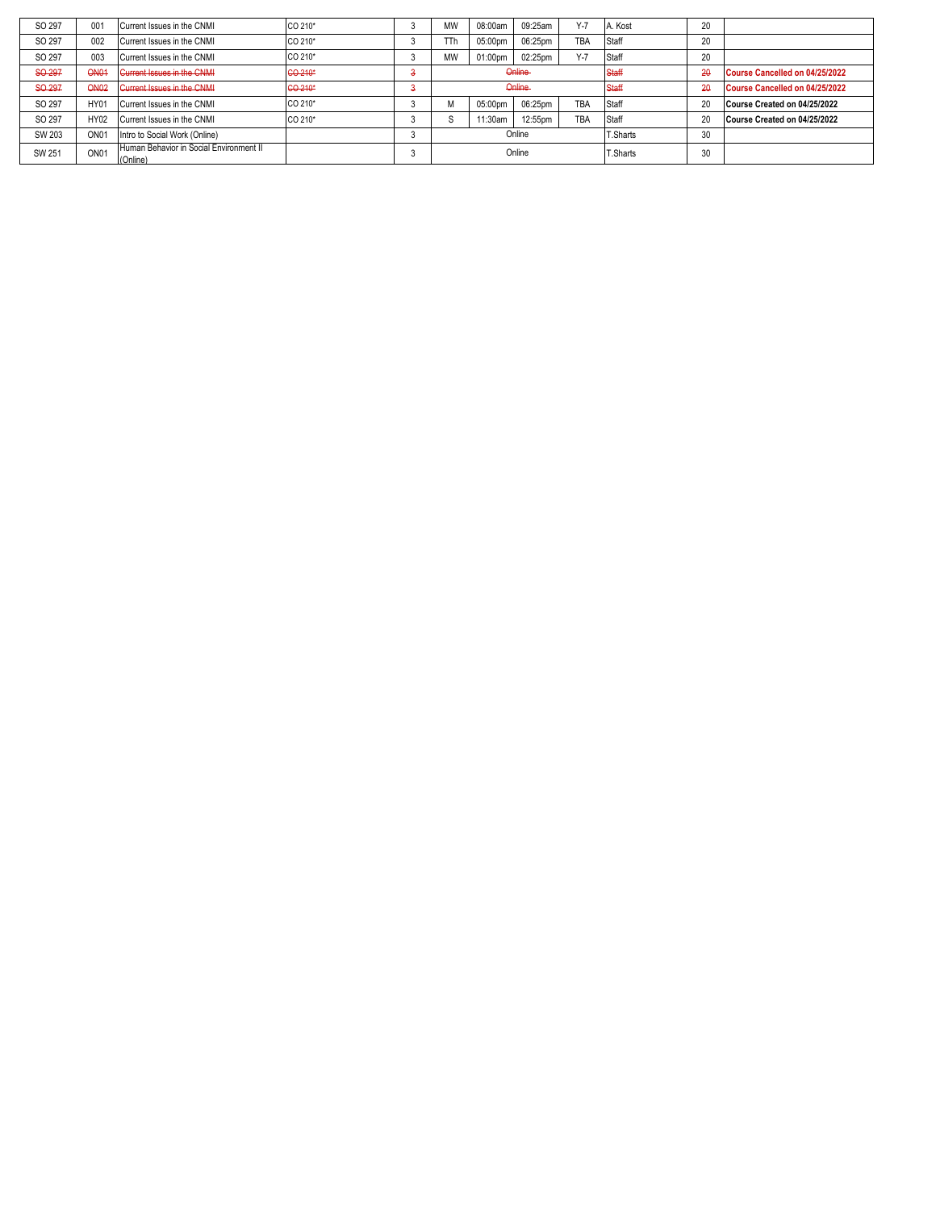| | | | | | | | | | | | |
|---|---|---|---|---|---|---|---|---|---|---|---|
| SO 297 | 001 | Current Issues in the CNMI | CO 210* | 3 | MW | 08:00am | 09:25am | Y-7 | A. Kost | 20 | |
| SO 297 | 002 | Current Issues in the CNMI | CO 210* | 3 | TTh | 05:00pm | 06:25pm | TBA | Staff | 20 | |
| SO 297 | 003 | Current Issues in the CNMI | CO 210* | 3 | MW | 01:00pm | 02:25pm | Y-7 | Staff | 20 | |
| ~~SO 297~~ | ~~ON01~~ | ~~Current Issues in the CNMI~~ | ~~CO 210*~~ | ~~3~~ | ~~Online~~ | | | | ~~Staff~~ | ~~20~~ | **Course Cancelled on 04/25/2022** |
| ~~SO 297~~ | ~~ON02~~ | ~~Current Issues in the CNMI~~ | ~~CO 210*~~ | ~~3~~ | ~~Online~~ | | | | ~~Staff~~ | ~~20~~ | **Course Cancelled on 04/25/2022** |
| SO 297 | HY01 | Current Issues in the CNMI | CO 210* | 3 | M | 05:00pm | 06:25pm | TBA | Staff | 20 | **Course Created on 04/25/2022** |
| SO 297 | HY02 | Current Issues in the CNMI | CO 210* | 3 | S | 11:30am | 12:55pm | TBA | Staff | 20 | **Course Created on 04/25/2022** |
| SW 203 | ON01 | Intro to Social Work (Online) | | 3 | Online | | | | T.Sharts | 30 | |
| SW 251 | ON01 | Human Behavior in Social Environment II (Online) | | 3 | Online | | | | T.Sharts | 30 | |